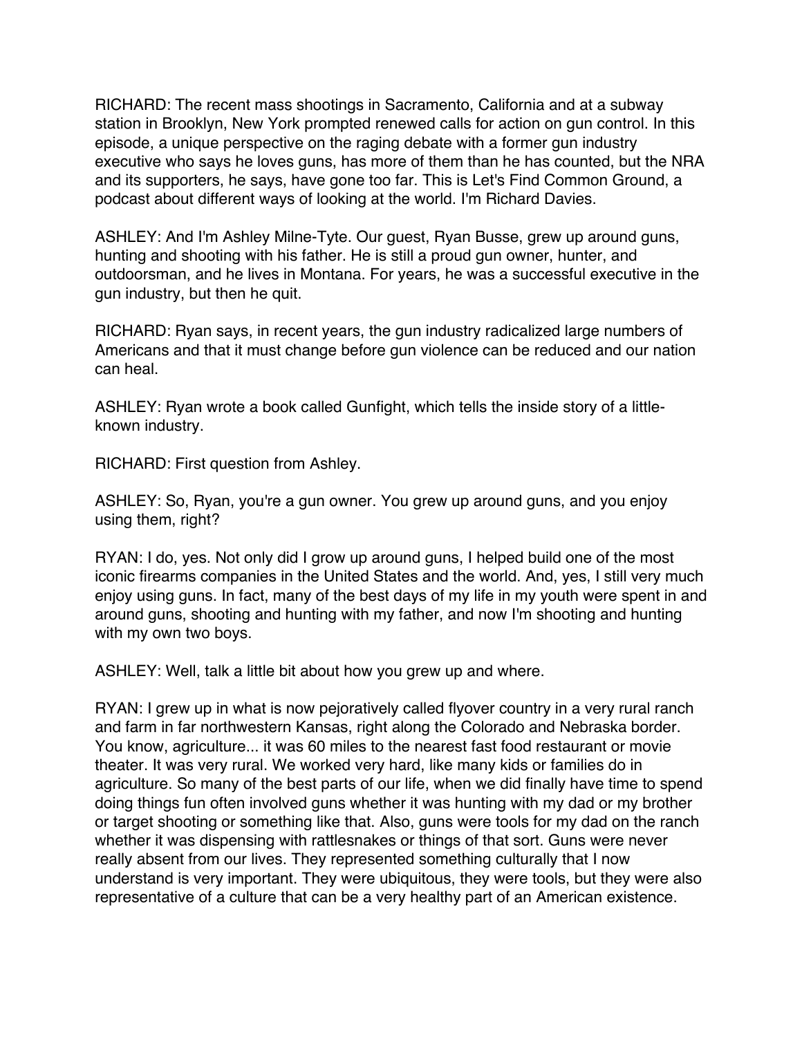RICHARD: The recent mass shootings in Sacramento, California and at a subway station in Brooklyn, New York prompted renewed calls for action on gun control. In this episode, a unique perspective on the raging debate with a former gun industry executive who says he loves guns, has more of them than he has counted, but the NRA and its supporters, he says, have gone too far. This is Let's Find Common Ground, a podcast about different ways of looking at the world. I'm Richard Davies.

ASHLEY: And I'm Ashley Milne-Tyte. Our guest, Ryan Busse, grew up around guns, hunting and shooting with his father. He is still a proud gun owner, hunter, and outdoorsman, and he lives in Montana. For years, he was a successful executive in the gun industry, but then he quit.

RICHARD: Ryan says, in recent years, the gun industry radicalized large numbers of Americans and that it must change before gun violence can be reduced and our nation can heal.

ASHLEY: Ryan wrote a book called Gunfight, which tells the inside story of a little-known industry.

RICHARD: First question from Ashley.

ASHLEY: So, Ryan, you're a gun owner. You grew up around guns, and you enjoy using them, right?

RYAN: I do, yes. Not only did I grow up around guns, I helped build one of the most iconic firearms companies in the United States and the world. And, yes, I still very much enjoy using guns. In fact, many of the best days of my life in my youth were spent in and around guns, shooting and hunting with my father, and now I'm shooting and hunting with my own two boys.

ASHLEY: Well, talk a little bit about how you grew up and where.

RYAN: I grew up in what is now pejoratively called flyover country in a very rural ranch and farm in far northwestern Kansas, right along the Colorado and Nebraska border. You know, agriculture... it was 60 miles to the nearest fast food restaurant or movie theater. It was very rural. We worked very hard, like many kids or families do in agriculture. So many of the best parts of our life, when we did finally have time to spend doing things fun often involved guns whether it was hunting with my dad or my brother or target shooting or something like that. Also, guns were tools for my dad on the ranch whether it was dispensing with rattlesnakes or things of that sort. Guns were never really absent from our lives. They represented something culturally that I now understand is very important. They were ubiquitous, they were tools, but they were also representative of a culture that can be a very healthy part of an American existence.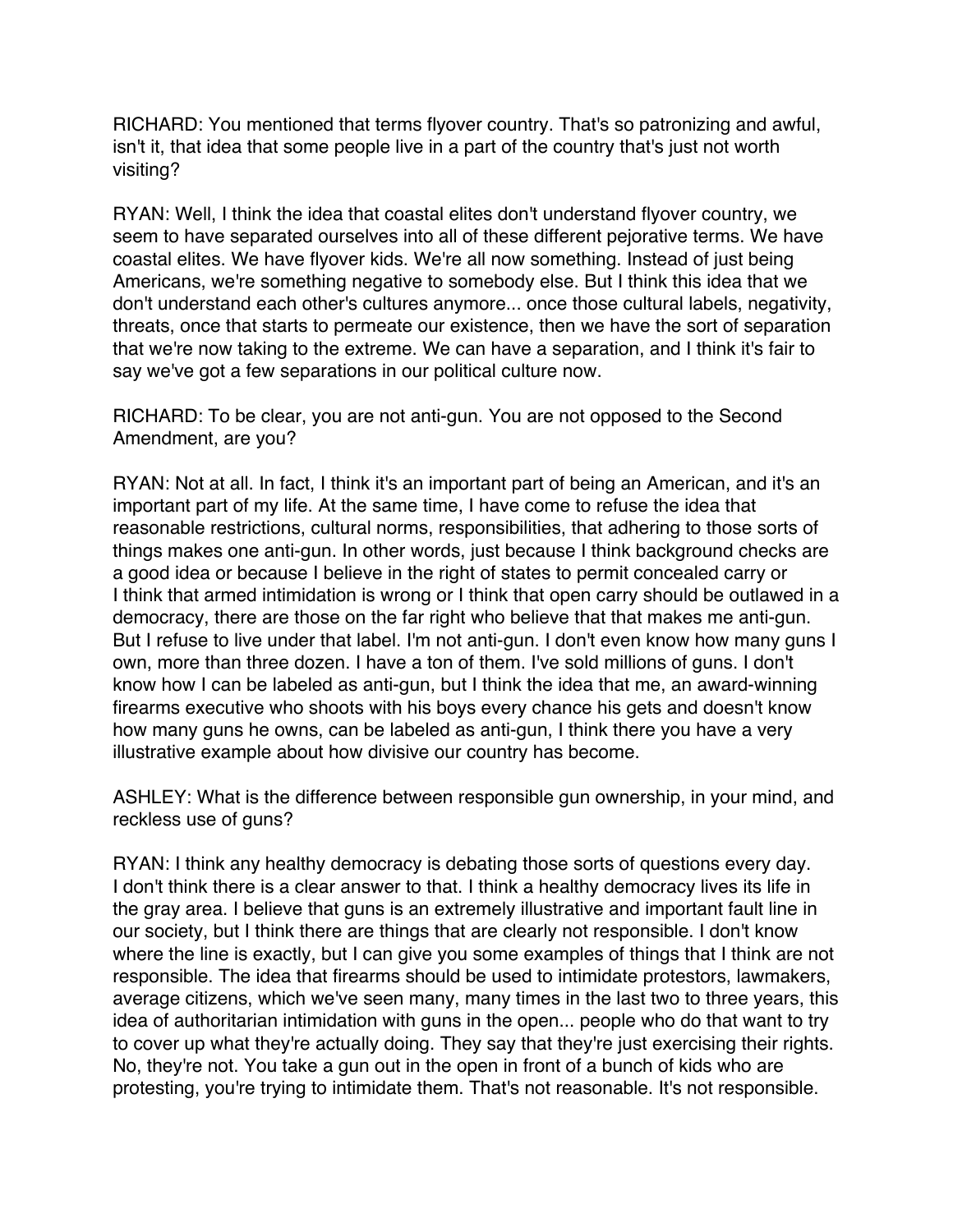RICHARD: You mentioned that terms flyover country. That's so patronizing and awful, isn't it, that idea that some people live in a part of the country that's just not worth visiting?

RYAN: Well, I think the idea that coastal elites don't understand flyover country, we seem to have separated ourselves into all of these different pejorative terms. We have coastal elites. We have flyover kids. We're all now something. Instead of just being Americans, we're something negative to somebody else. But I think this idea that we don't understand each other's cultures anymore... once those cultural labels, negativity, threats, once that starts to permeate our existence, then we have the sort of separation that we're now taking to the extreme. We can have a separation, and I think it's fair to say we've got a few separations in our political culture now.

RICHARD: To be clear, you are not anti-gun. You are not opposed to the Second Amendment, are you?

RYAN: Not at all. In fact, I think it's an important part of being an American, and it's an important part of my life. At the same time, I have come to refuse the idea that reasonable restrictions, cultural norms, responsibilities, that adhering to those sorts of things makes one anti-gun. In other words, just because I think background checks are a good idea or because I believe in the right of states to permit concealed carry or I think that armed intimidation is wrong or I think that open carry should be outlawed in a democracy, there are those on the far right who believe that that makes me anti-gun. But I refuse to live under that label. I'm not anti-gun. I don't even know how many guns I own, more than three dozen. I have a ton of them. I've sold millions of guns. I don't know how I can be labeled as anti-gun, but I think the idea that me, an award-winning firearms executive who shoots with his boys every chance his gets and doesn't know how many guns he owns, can be labeled as anti-gun, I think there you have a very illustrative example about how divisive our country has become.

ASHLEY: What is the difference between responsible gun ownership, in your mind, and reckless use of guns?

RYAN: I think any healthy democracy is debating those sorts of questions every day. I don't think there is a clear answer to that. I think a healthy democracy lives its life in the gray area. I believe that guns is an extremely illustrative and important fault line in our society, but I think there are things that are clearly not responsible. I don't know where the line is exactly, but I can give you some examples of things that I think are not responsible. The idea that firearms should be used to intimidate protestors, lawmakers, average citizens, which we've seen many, many times in the last two to three years, this idea of authoritarian intimidation with guns in the open... people who do that want to try to cover up what they're actually doing. They say that they're just exercising their rights. No, they're not. You take a gun out in the open in front of a bunch of kids who are protesting, you're trying to intimidate them. That's not reasonable. It's not responsible.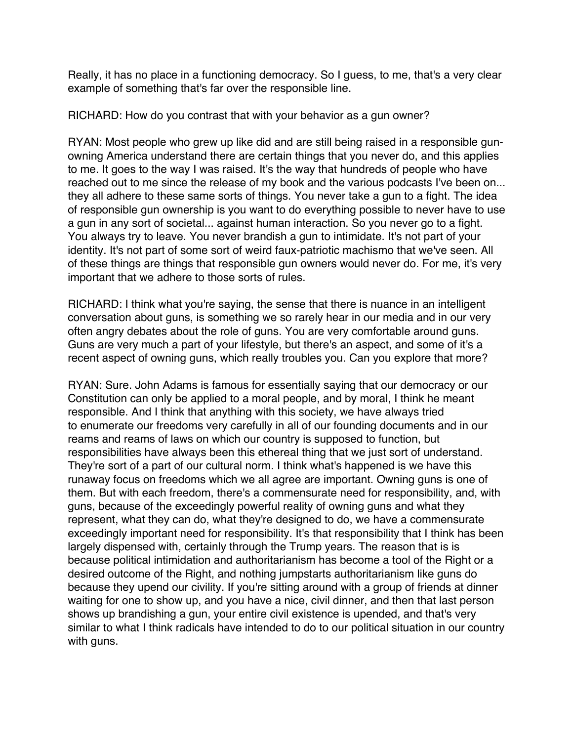Really, it has no place in a functioning democracy. So I guess, to me, that's a very clear example of something that's far over the responsible line.

RICHARD: How do you contrast that with your behavior as a gun owner?

RYAN: Most people who grew up like did and are still being raised in a responsible gun-owning America understand there are certain things that you never do, and this applies to me. It goes to the way I was raised. It's the way that hundreds of people who have reached out to me since the release of my book and the various podcasts I've been on... they all adhere to these same sorts of things. You never take a gun to a fight. The idea of responsible gun ownership is you want to do everything possible to never have to use a gun in any sort of societal... against human interaction. So you never go to a fight. You always try to leave. You never brandish a gun to intimidate. It's not part of your identity. It's not part of some sort of weird faux-patriotic machismo that we've seen. All of these things are things that responsible gun owners would never do. For me, it's very important that we adhere to those sorts of rules.

RICHARD: I think what you're saying, the sense that there is nuance in an intelligent conversation about guns, is something we so rarely hear in our media and in our very often angry debates about the role of guns. You are very comfortable around guns. Guns are very much a part of your lifestyle, but there's an aspect, and some of it's a recent aspect of owning guns, which really troubles you. Can you explore that more?

RYAN: Sure. John Adams is famous for essentially saying that our democracy or our Constitution can only be applied to a moral people, and by moral, I think he meant responsible. And I think that anything with this society, we have always tried to enumerate our freedoms very carefully in all of our founding documents and in our reams and reams of laws on which our country is supposed to function, but responsibilities have always been this ethereal thing that we just sort of understand. They're sort of a part of our cultural norm. I think what's happened is we have this runaway focus on freedoms which we all agree are important. Owning guns is one of them. But with each freedom, there's a commensurate need for responsibility, and, with guns, because of the exceedingly powerful reality of owning guns and what they represent, what they can do, what they're designed to do, we have a commensurate exceedingly important need for responsibility. It's that responsibility that I think has been largely dispensed with, certainly through the Trump years. The reason that is is because political intimidation and authoritarianism has become a tool of the Right or a desired outcome of the Right, and nothing jumpstarts authoritarianism like guns do because they upend our civility. If you're sitting around with a group of friends at dinner waiting for one to show up, and you have a nice, civil dinner, and then that last person shows up brandishing a gun, your entire civil existence is upended, and that's very similar to what I think radicals have intended to do to our political situation in our country with guns.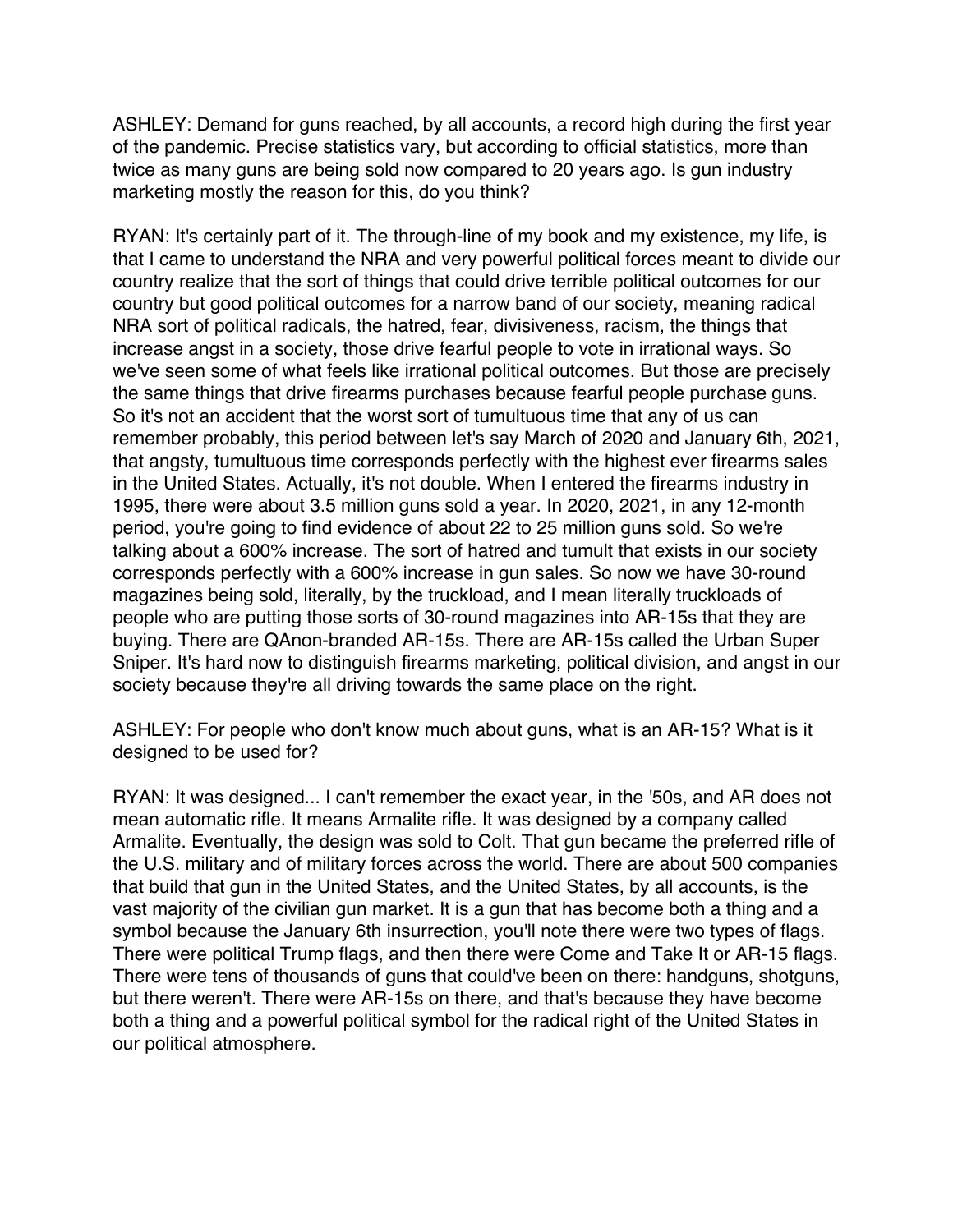ASHLEY: Demand for guns reached, by all accounts, a record high during the first year of the pandemic. Precise statistics vary, but according to official statistics, more than twice as many guns are being sold now compared to 20 years ago. Is gun industry marketing mostly the reason for this, do you think?

RYAN: It's certainly part of it. The through-line of my book and my existence, my life, is that I came to understand the NRA and very powerful political forces meant to divide our country realize that the sort of things that could drive terrible political outcomes for our country but good political outcomes for a narrow band of our society, meaning radical NRA sort of political radicals, the hatred, fear, divisiveness, racism, the things that increase angst in a society, those drive fearful people to vote in irrational ways. So we've seen some of what feels like irrational political outcomes. But those are precisely the same things that drive firearms purchases because fearful people purchase guns. So it's not an accident that the worst sort of tumultuous time that any of us can remember probably, this period between let's say March of 2020 and January 6th, 2021, that angsty, tumultuous time corresponds perfectly with the highest ever firearms sales in the United States. Actually, it's not double. When I entered the firearms industry in 1995, there were about 3.5 million guns sold a year. In 2020, 2021, in any 12-month period, you're going to find evidence of about 22 to 25 million guns sold. So we're talking about a 600% increase. The sort of hatred and tumult that exists in our society corresponds perfectly with a 600% increase in gun sales. So now we have 30-round magazines being sold, literally, by the truckload, and I mean literally truckloads of people who are putting those sorts of 30-round magazines into AR-15s that they are buying. There are QAnon-branded AR-15s. There are AR-15s called the Urban Super Sniper. It's hard now to distinguish firearms marketing, political division, and angst in our society because they're all driving towards the same place on the right.

ASHLEY: For people who don't know much about guns, what is an AR-15? What is it designed to be used for?

RYAN: It was designed... I can't remember the exact year, in the '50s, and AR does not mean automatic rifle. It means Armalite rifle. It was designed by a company called Armalite. Eventually, the design was sold to Colt. That gun became the preferred rifle of the U.S. military and of military forces across the world. There are about 500 companies that build that gun in the United States, and the United States, by all accounts, is the vast majority of the civilian gun market. It is a gun that has become both a thing and a symbol because the January 6th insurrection, you'll note there were two types of flags. There were political Trump flags, and then there were Come and Take It or AR-15 flags. There were tens of thousands of guns that could've been on there: handguns, shotguns, but there weren't. There were AR-15s on there, and that's because they have become both a thing and a powerful political symbol for the radical right of the United States in our political atmosphere.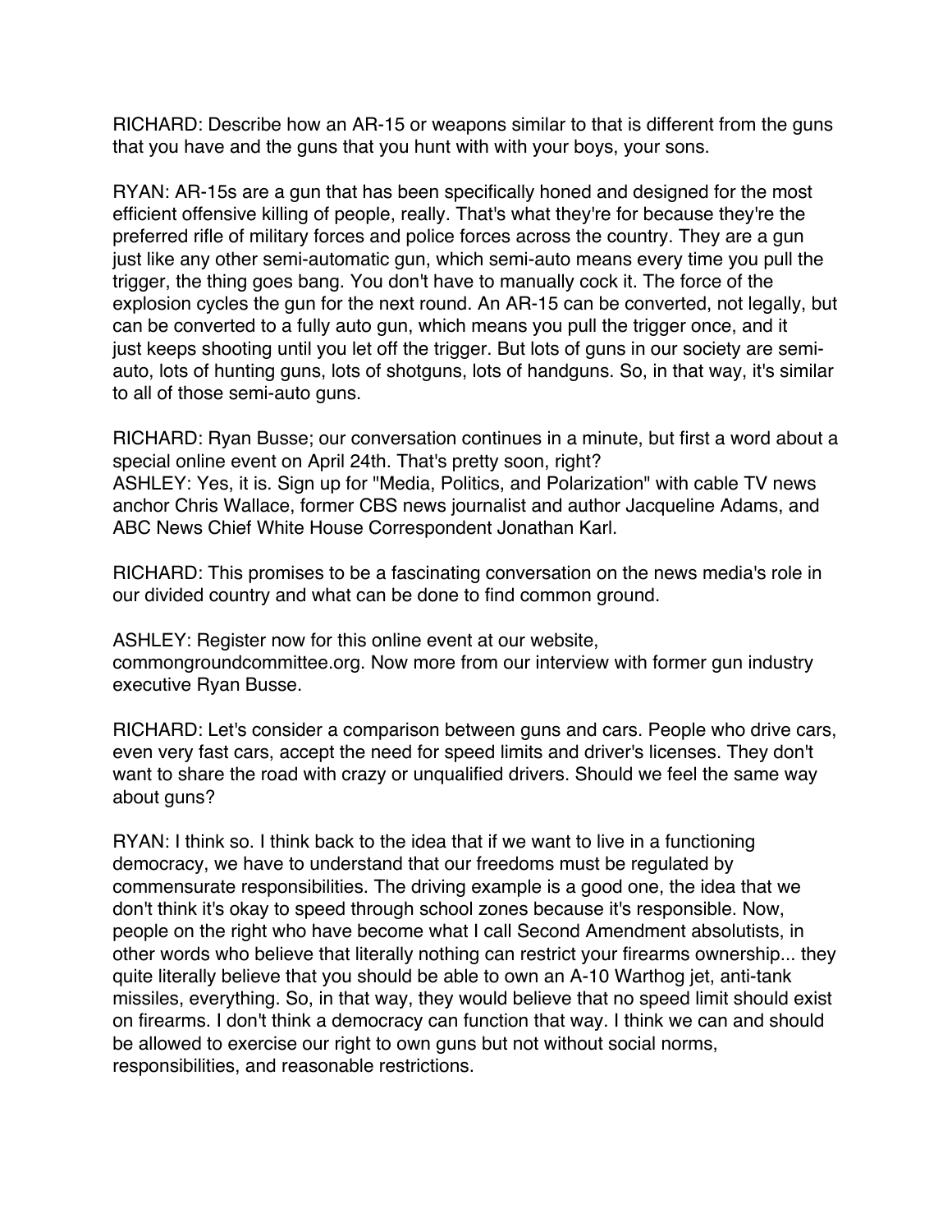RICHARD: Describe how an AR-15 or weapons similar to that is different from the guns that you have and the guns that you hunt with with your boys, your sons.

RYAN: AR-15s are a gun that has been specifically honed and designed for the most efficient offensive killing of people, really. That's what they're for because they're the preferred rifle of military forces and police forces across the country. They are a gun just like any other semi-automatic gun, which semi-auto means every time you pull the trigger, the thing goes bang. You don't have to manually cock it. The force of the explosion cycles the gun for the next round. An AR-15 can be converted, not legally, but can be converted to a fully auto gun, which means you pull the trigger once, and it just keeps shooting until you let off the trigger. But lots of guns in our society are semi-auto, lots of hunting guns, lots of shotguns, lots of handguns. So, in that way, it's similar to all of those semi-auto guns.

RICHARD: Ryan Busse; our conversation continues in a minute, but first a word about a special online event on April 24th. That's pretty soon, right?
ASHLEY: Yes, it is. Sign up for "Media, Politics, and Polarization" with cable TV news anchor Chris Wallace, former CBS news journalist and author Jacqueline Adams, and ABC News Chief White House Correspondent Jonathan Karl.

RICHARD: This promises to be a fascinating conversation on the news media's role in our divided country and what can be done to find common ground.

ASHLEY: Register now for this online event at our website, commongroundcommittee.org. Now more from our interview with former gun industry executive Ryan Busse.

RICHARD: Let's consider a comparison between guns and cars. People who drive cars, even very fast cars, accept the need for speed limits and driver's licenses. They don't want to share the road with crazy or unqualified drivers. Should we feel the same way about guns?

RYAN: I think so. I think back to the idea that if we want to live in a functioning democracy, we have to understand that our freedoms must be regulated by commensurate responsibilities. The driving example is a good one, the idea that we don't think it's okay to speed through school zones because it's responsible. Now, people on the right who have become what I call Second Amendment absolutists, in other words who believe that literally nothing can restrict your firearms ownership... they quite literally believe that you should be able to own an A-10 Warthog jet, anti-tank missiles, everything. So, in that way, they would believe that no speed limit should exist on firearms. I don't think a democracy can function that way. I think we can and should be allowed to exercise our right to own guns but not without social norms, responsibilities, and reasonable restrictions.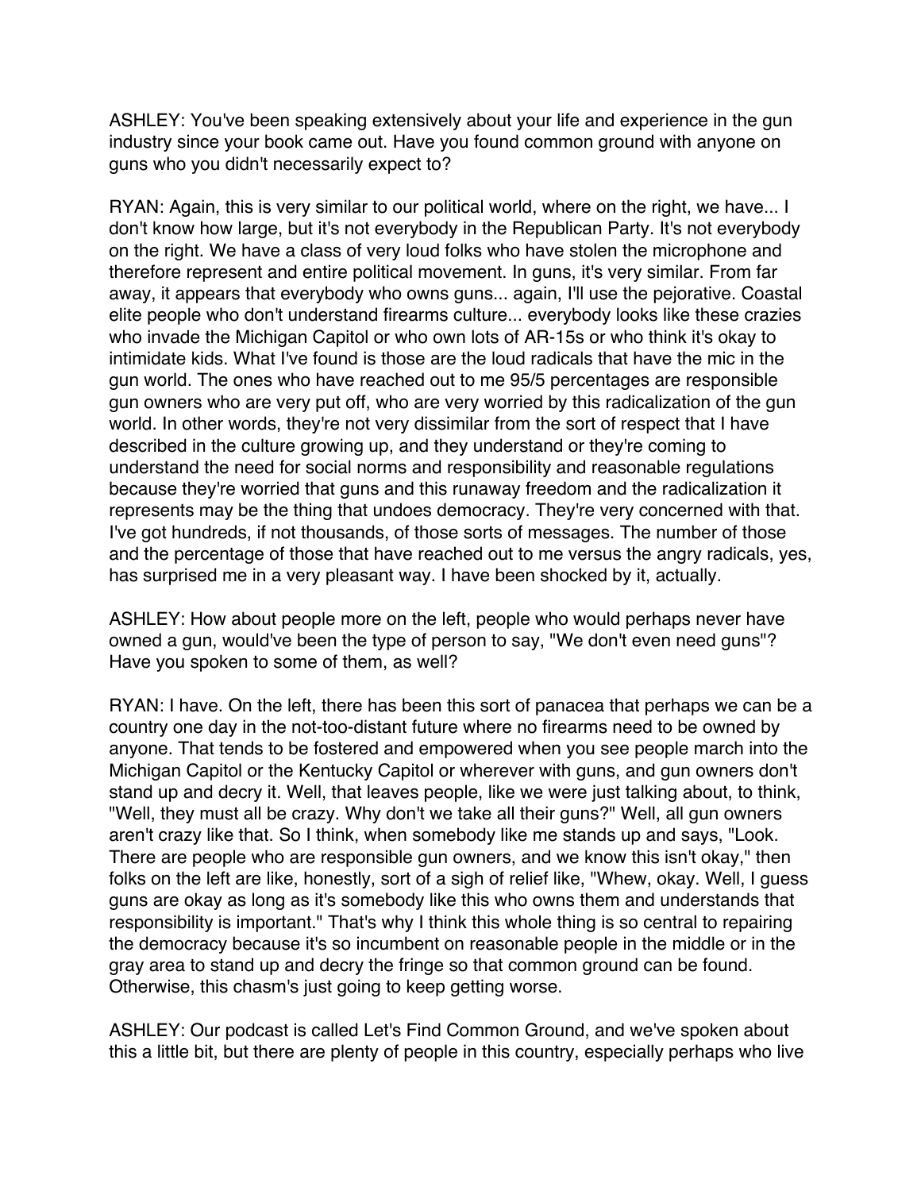ASHLEY: You've been speaking extensively about your life and experience in the gun industry since your book came out. Have you found common ground with anyone on guns who you didn't necessarily expect to?

RYAN: Again, this is very similar to our political world, where on the right, we have... I don't know how large, but it's not everybody in the Republican Party. It's not everybody on the right. We have a class of very loud folks who have stolen the microphone and therefore represent and entire political movement. In guns, it's very similar. From far away, it appears that everybody who owns guns... again, I'll use the pejorative. Coastal elite people who don't understand firearms culture... everybody looks like these crazies who invade the Michigan Capitol or who own lots of AR-15s or who think it's okay to intimidate kids. What I've found is those are the loud radicals that have the mic in the gun world. The ones who have reached out to me 95/5 percentages are responsible gun owners who are very put off, who are very worried by this radicalization of the gun world. In other words, they're not very dissimilar from the sort of respect that I have described in the culture growing up, and they understand or they're coming to understand the need for social norms and responsibility and reasonable regulations because they're worried that guns and this runaway freedom and the radicalization it represents may be the thing that undoes democracy. They're very concerned with that. I've got hundreds, if not thousands, of those sorts of messages. The number of those and the percentage of those that have reached out to me versus the angry radicals, yes, has surprised me in a very pleasant way. I have been shocked by it, actually.

ASHLEY: How about people more on the left, people who would perhaps never have owned a gun, would've been the type of person to say, "We don't even need guns"? Have you spoken to some of them, as well?

RYAN: I have. On the left, there has been this sort of panacea that perhaps we can be a country one day in the not-too-distant future where no firearms need to be owned by anyone. That tends to be fostered and empowered when you see people march into the Michigan Capitol or the Kentucky Capitol or wherever with guns, and gun owners don't stand up and decry it. Well, that leaves people, like we were just talking about, to think, "Well, they must all be crazy. Why don't we take all their guns?" Well, all gun owners aren't crazy like that. So I think, when somebody like me stands up and says, "Look. There are people who are responsible gun owners, and we know this isn't okay," then folks on the left are like, honestly, sort of a sigh of relief like, "Whew, okay. Well, I guess guns are okay as long as it's somebody like this who owns them and understands that responsibility is important." That's why I think this whole thing is so central to repairing the democracy because it's so incumbent on reasonable people in the middle or in the gray area to stand up and decry the fringe so that common ground can be found. Otherwise, this chasm's just going to keep getting worse.

ASHLEY: Our podcast is called Let's Find Common Ground, and we've spoken about this a little bit, but there are plenty of people in this country, especially perhaps who live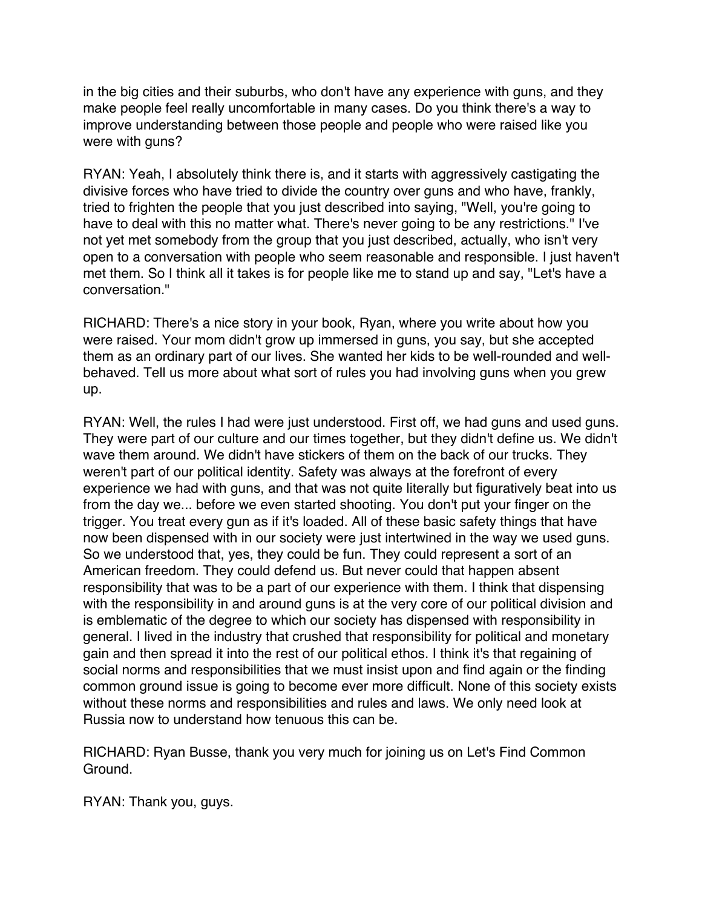in the big cities and their suburbs, who don't have any experience with guns, and they make people feel really uncomfortable in many cases. Do you think there's a way to improve understanding between those people and people who were raised like you were with guns?

RYAN: Yeah, I absolutely think there is, and it starts with aggressively castigating the divisive forces who have tried to divide the country over guns and who have, frankly, tried to frighten the people that you just described into saying, "Well, you're going to have to deal with this no matter what. There's never going to be any restrictions." I've not yet met somebody from the group that you just described, actually, who isn't very open to a conversation with people who seem reasonable and responsible. I just haven't met them. So I think all it takes is for people like me to stand up and say, "Let's have a conversation."

RICHARD: There's a nice story in your book, Ryan, where you write about how you were raised. Your mom didn't grow up immersed in guns, you say, but she accepted them as an ordinary part of our lives. She wanted her kids to be well-rounded and well-behaved. Tell us more about what sort of rules you had involving guns when you grew up.

RYAN: Well, the rules I had were just understood. First off, we had guns and used guns. They were part of our culture and our times together, but they didn't define us. We didn't wave them around. We didn't have stickers of them on the back of our trucks. They weren't part of our political identity. Safety was always at the forefront of every experience we had with guns, and that was not quite literally but figuratively beat into us from the day we... before we even started shooting. You don't put your finger on the trigger. You treat every gun as if it's loaded. All of these basic safety things that have now been dispensed with in our society were just intertwined in the way we used guns. So we understood that, yes, they could be fun. They could represent a sort of an American freedom. They could defend us. But never could that happen absent responsibility that was to be a part of our experience with them. I think that dispensing with the responsibility in and around guns is at the very core of our political division and is emblematic of the degree to which our society has dispensed with responsibility in general. I lived in the industry that crushed that responsibility for political and monetary gain and then spread it into the rest of our political ethos. I think it's that regaining of social norms and responsibilities that we must insist upon and find again or the finding common ground issue is going to become ever more difficult. None of this society exists without these norms and responsibilities and rules and laws. We only need look at Russia now to understand how tenuous this can be.

RICHARD: Ryan Busse, thank you very much for joining us on Let's Find Common Ground.

RYAN: Thank you, guys.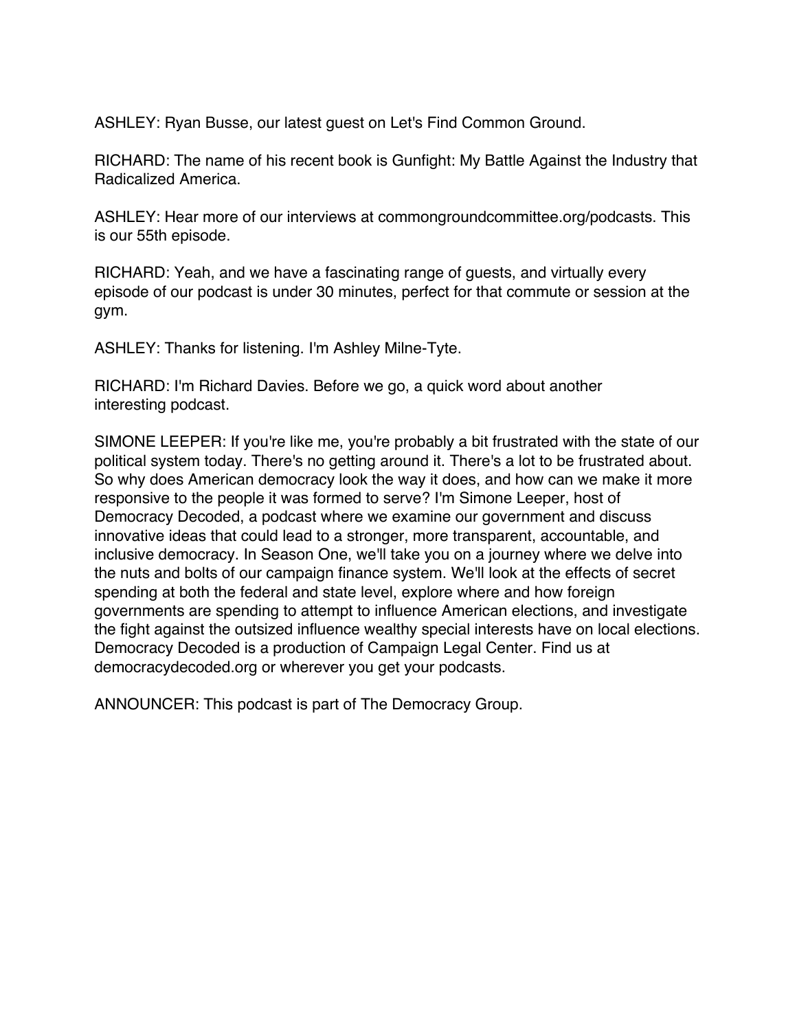ASHLEY: Ryan Busse, our latest guest on Let's Find Common Ground.

RICHARD: The name of his recent book is Gunfight: My Battle Against the Industry that Radicalized America.

ASHLEY: Hear more of our interviews at commongroundcommittee.org/podcasts. This is our 55th episode.

RICHARD: Yeah, and we have a fascinating range of guests, and virtually every episode of our podcast is under 30 minutes, perfect for that commute or session at the gym.

ASHLEY: Thanks for listening. I'm Ashley Milne-Tyte.

RICHARD: I'm Richard Davies. Before we go, a quick word about another interesting podcast.

SIMONE LEEPER: If you're like me, you're probably a bit frustrated with the state of our political system today. There's no getting around it. There's a lot to be frustrated about. So why does American democracy look the way it does, and how can we make it more responsive to the people it was formed to serve? I'm Simone Leeper, host of Democracy Decoded, a podcast where we examine our government and discuss innovative ideas that could lead to a stronger, more transparent, accountable, and inclusive democracy. In Season One, we'll take you on a journey where we delve into the nuts and bolts of our campaign finance system. We'll look at the effects of secret spending at both the federal and state level, explore where and how foreign governments are spending to attempt to influence American elections, and investigate the fight against the outsized influence wealthy special interests have on local elections. Democracy Decoded is a production of Campaign Legal Center. Find us at democracydecoded.org or wherever you get your podcasts.

ANNOUNCER: This podcast is part of The Democracy Group.